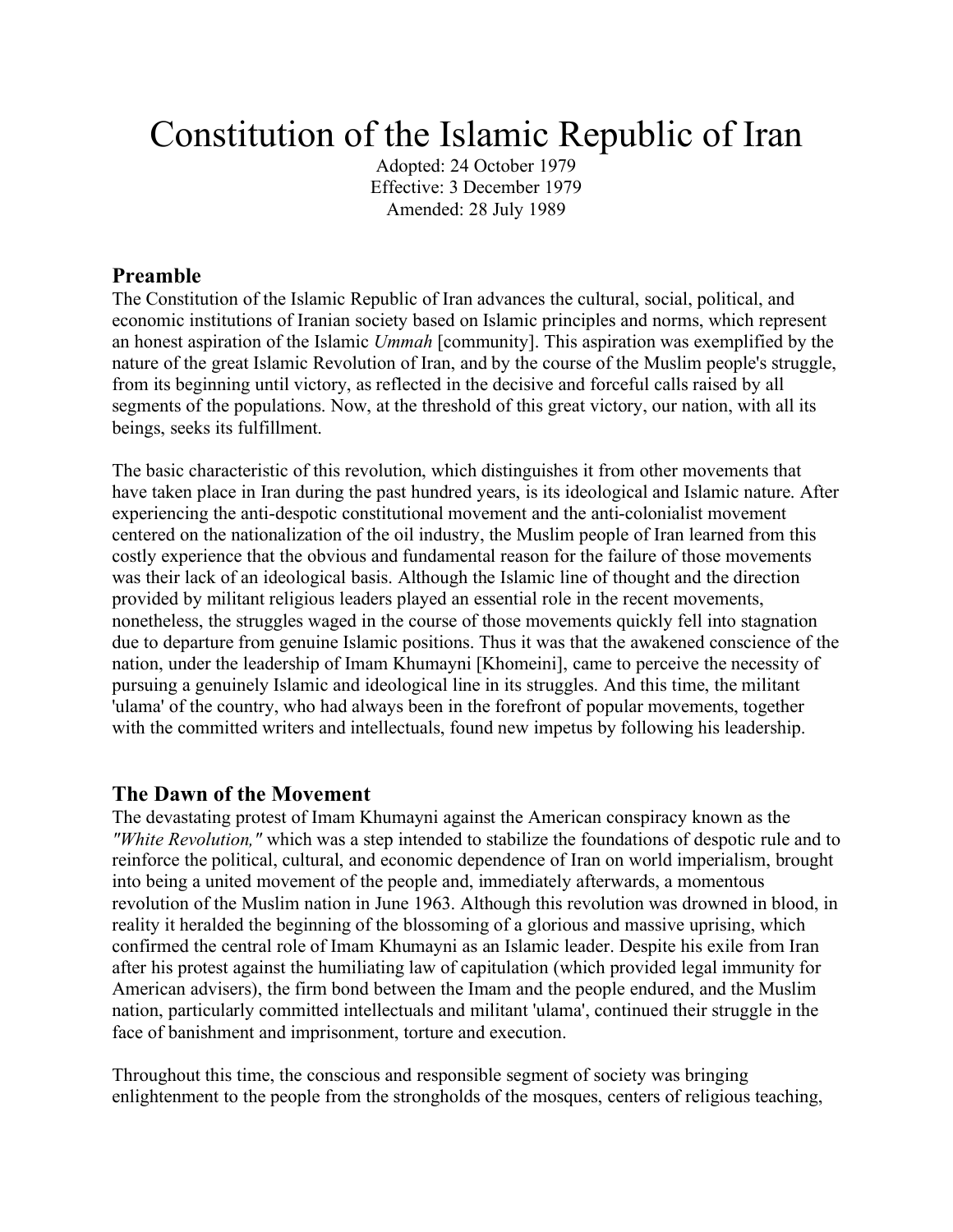# Constitution of the Islamic Republic of Iran

Adopted: 24 October 1979
Effective: 3 December 1979
Amended: 28 July 1989

## Preamble

The Constitution of the Islamic Republic of Iran advances the cultural, social, political, and economic institutions of Iranian society based on Islamic principles and norms, which represent an honest aspiration of the Islamic *Ummah* [community]. This aspiration was exemplified by the nature of the great Islamic Revolution of Iran, and by the course of the Muslim people's struggle, from its beginning until victory, as reflected in the decisive and forceful calls raised by all segments of the populations. Now, at the threshold of this great victory, our nation, with all its beings, seeks its fulfillment.

The basic characteristic of this revolution, which distinguishes it from other movements that have taken place in Iran during the past hundred years, is its ideological and Islamic nature. After experiencing the anti-despotic constitutional movement and the anti-colonialist movement centered on the nationalization of the oil industry, the Muslim people of Iran learned from this costly experience that the obvious and fundamental reason for the failure of those movements was their lack of an ideological basis. Although the Islamic line of thought and the direction provided by militant religious leaders played an essential role in the recent movements, nonetheless, the struggles waged in the course of those movements quickly fell into stagnation due to departure from genuine Islamic positions. Thus it was that the awakened conscience of the nation, under the leadership of Imam Khumayni [Khomeini], came to perceive the necessity of pursuing a genuinely Islamic and ideological line in its struggles. And this time, the militant 'ulama' of the country, who had always been in the forefront of popular movements, together with the committed writers and intellectuals, found new impetus by following his leadership.

## The Dawn of the Movement

The devastating protest of Imam Khumayni against the American conspiracy known as the *"White Revolution,"* which was a step intended to stabilize the foundations of despotic rule and to reinforce the political, cultural, and economic dependence of Iran on world imperialism, brought into being a united movement of the people and, immediately afterwards, a momentous revolution of the Muslim nation in June 1963. Although this revolution was drowned in blood, in reality it heralded the beginning of the blossoming of a glorious and massive uprising, which confirmed the central role of Imam Khumayni as an Islamic leader. Despite his exile from Iran after his protest against the humiliating law of capitulation (which provided legal immunity for American advisers), the firm bond between the Imam and the people endured, and the Muslim nation, particularly committed intellectuals and militant 'ulama', continued their struggle in the face of banishment and imprisonment, torture and execution.

Throughout this time, the conscious and responsible segment of society was bringing enlightenment to the people from the strongholds of the mosques, centers of religious teaching,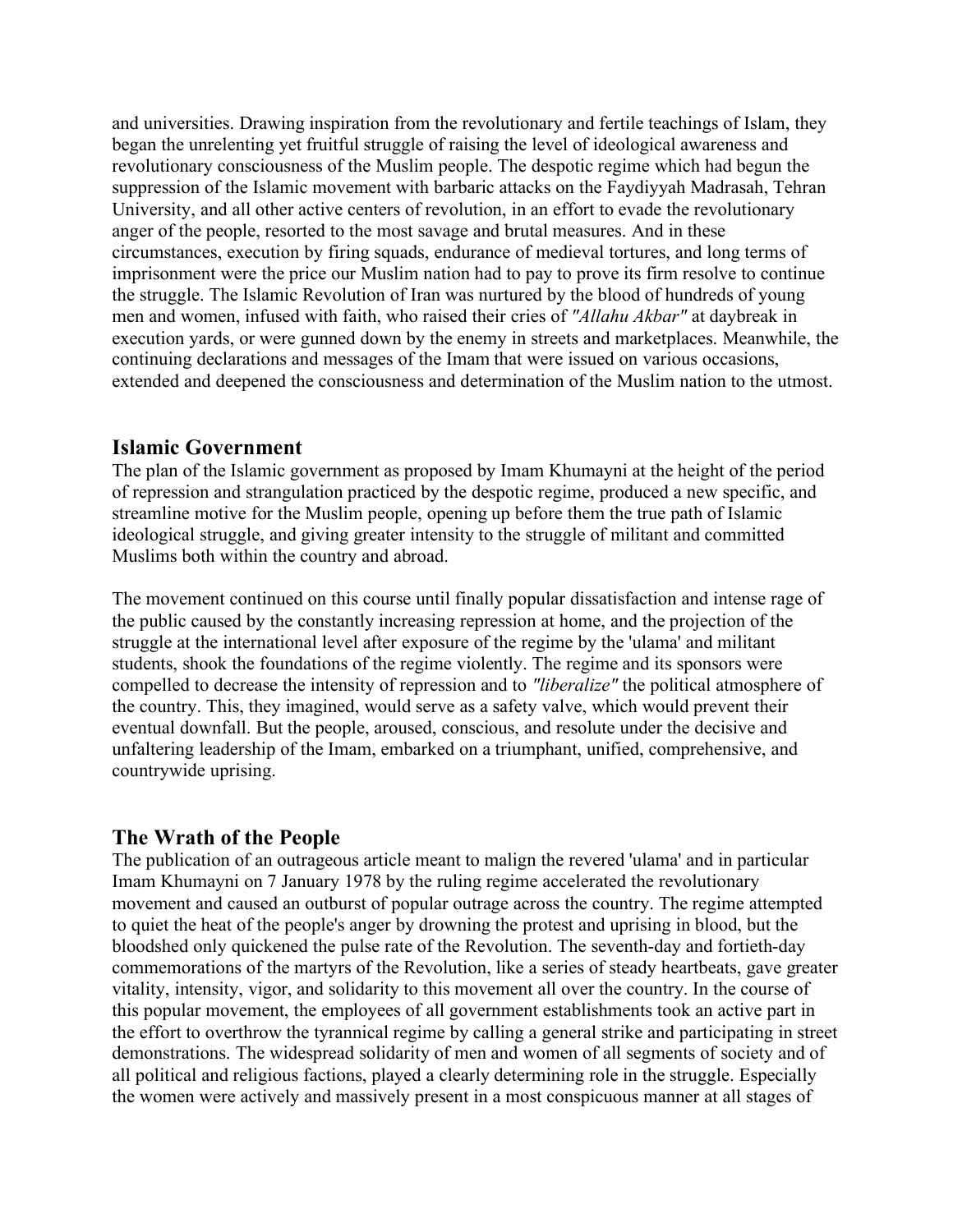and universities. Drawing inspiration from the revolutionary and fertile teachings of Islam, they began the unrelenting yet fruitful struggle of raising the level of ideological awareness and revolutionary consciousness of the Muslim people. The despotic regime which had begun the suppression of the Islamic movement with barbaric attacks on the Faydiyyah Madrasah, Tehran University, and all other active centers of revolution, in an effort to evade the revolutionary anger of the people, resorted to the most savage and brutal measures. And in these circumstances, execution by firing squads, endurance of medieval tortures, and long terms of imprisonment were the price our Muslim nation had to pay to prove its firm resolve to continue the struggle. The Islamic Revolution of Iran was nurtured by the blood of hundreds of young men and women, infused with faith, who raised their cries of *"Allahu Akbar"* at daybreak in execution yards, or were gunned down by the enemy in streets and marketplaces. Meanwhile, the continuing declarations and messages of the Imam that were issued on various occasions, extended and deepened the consciousness and determination of the Muslim nation to the utmost.

## Islamic Government

The plan of the Islamic government as proposed by Imam Khumayni at the height of the period of repression and strangulation practiced by the despotic regime, produced a new specific, and streamline motive for the Muslim people, opening up before them the true path of Islamic ideological struggle, and giving greater intensity to the struggle of militant and committed Muslims both within the country and abroad.

The movement continued on this course until finally popular dissatisfaction and intense rage of the public caused by the constantly increasing repression at home, and the projection of the struggle at the international level after exposure of the regime by the 'ulama' and militant students, shook the foundations of the regime violently. The regime and its sponsors were compelled to decrease the intensity of repression and to *"liberalize"* the political atmosphere of the country. This, they imagined, would serve as a safety valve, which would prevent their eventual downfall. But the people, aroused, conscious, and resolute under the decisive and unfaltering leadership of the Imam, embarked on a triumphant, unified, comprehensive, and countrywide uprising.

## The Wrath of the People

The publication of an outrageous article meant to malign the revered 'ulama' and in particular Imam Khumayni on 7 January 1978 by the ruling regime accelerated the revolutionary movement and caused an outburst of popular outrage across the country. The regime attempted to quiet the heat of the people's anger by drowning the protest and uprising in blood, but the bloodshed only quickened the pulse rate of the Revolution. The seventh-day and fortieth-day commemorations of the martyrs of the Revolution, like a series of steady heartbeats, gave greater vitality, intensity, vigor, and solidarity to this movement all over the country. In the course of this popular movement, the employees of all government establishments took an active part in the effort to overthrow the tyrannical regime by calling a general strike and participating in street demonstrations. The widespread solidarity of men and women of all segments of society and of all political and religious factions, played a clearly determining role in the struggle. Especially the women were actively and massively present in a most conspicuous manner at all stages of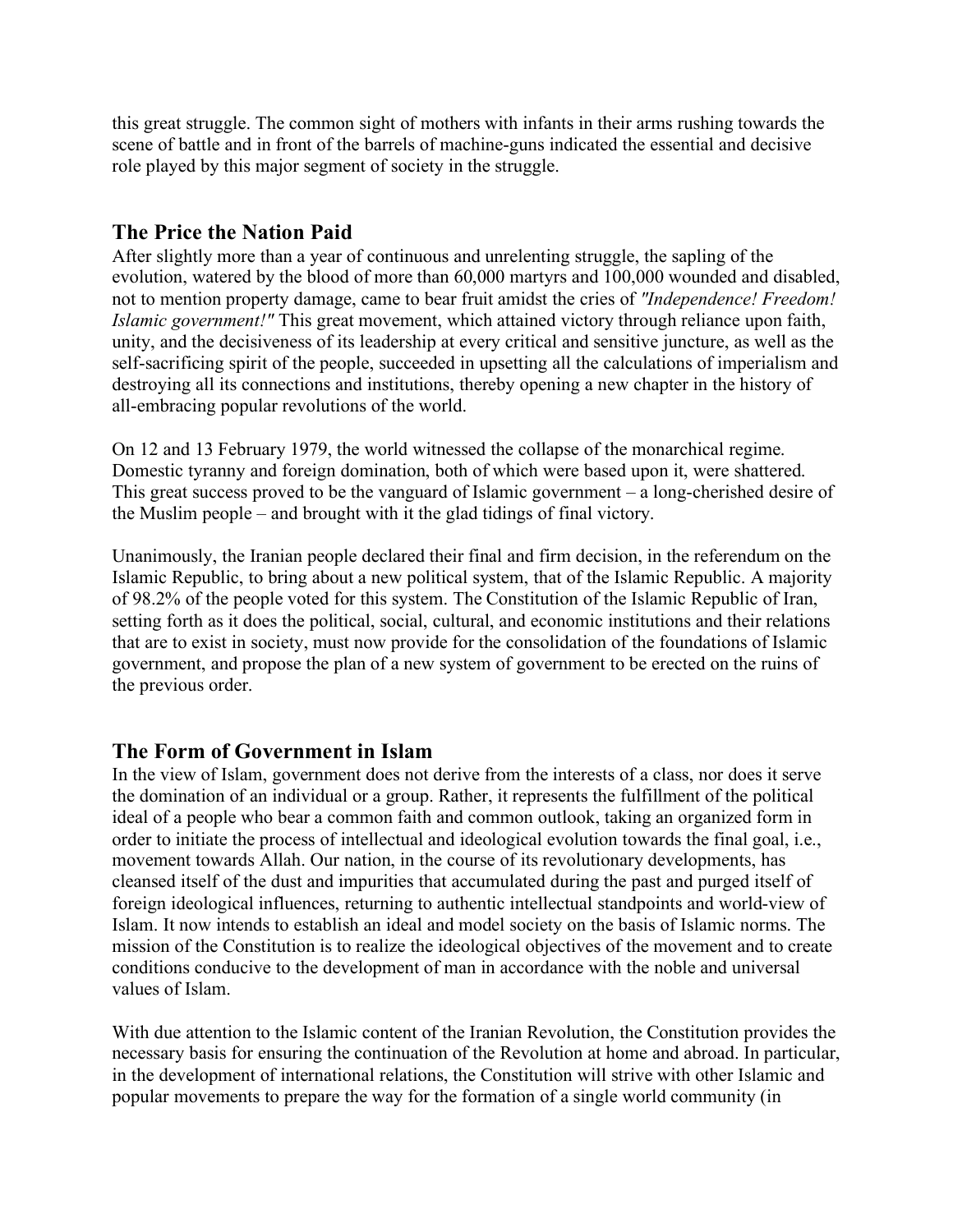this great struggle. The common sight of mothers with infants in their arms rushing towards the scene of battle and in front of the barrels of machine-guns indicated the essential and decisive role played by this major segment of society in the struggle.

## The Price the Nation Paid

After slightly more than a year of continuous and unrelenting struggle, the sapling of the evolution, watered by the blood of more than 60,000 martyrs and 100,000 wounded and disabled, not to mention property damage, came to bear fruit amidst the cries of *"Independence! Freedom! Islamic government!"* This great movement, which attained victory through reliance upon faith, unity, and the decisiveness of its leadership at every critical and sensitive juncture, as well as the self-sacrificing spirit of the people, succeeded in upsetting all the calculations of imperialism and destroying all its connections and institutions, thereby opening a new chapter in the history of all-embracing popular revolutions of the world.

On 12 and 13 February 1979, the world witnessed the collapse of the monarchical regime. Domestic tyranny and foreign domination, both of which were based upon it, were shattered. This great success proved to be the vanguard of Islamic government – a long-cherished desire of the Muslim people – and brought with it the glad tidings of final victory.

Unanimously, the Iranian people declared their final and firm decision, in the referendum on the Islamic Republic, to bring about a new political system, that of the Islamic Republic. A majority of 98.2% of the people voted for this system. The Constitution of the Islamic Republic of Iran, setting forth as it does the political, social, cultural, and economic institutions and their relations that are to exist in society, must now provide for the consolidation of the foundations of Islamic government, and propose the plan of a new system of government to be erected on the ruins of the previous order.

## The Form of Government in Islam

In the view of Islam, government does not derive from the interests of a class, nor does it serve the domination of an individual or a group. Rather, it represents the fulfillment of the political ideal of a people who bear a common faith and common outlook, taking an organized form in order to initiate the process of intellectual and ideological evolution towards the final goal, i.e., movement towards Allah. Our nation, in the course of its revolutionary developments, has cleansed itself of the dust and impurities that accumulated during the past and purged itself of foreign ideological influences, returning to authentic intellectual standpoints and world-view of Islam. It now intends to establish an ideal and model society on the basis of Islamic norms. The mission of the Constitution is to realize the ideological objectives of the movement and to create conditions conducive to the development of man in accordance with the noble and universal values of Islam.

With due attention to the Islamic content of the Iranian Revolution, the Constitution provides the necessary basis for ensuring the continuation of the Revolution at home and abroad. In particular, in the development of international relations, the Constitution will strive with other Islamic and popular movements to prepare the way for the formation of a single world community (in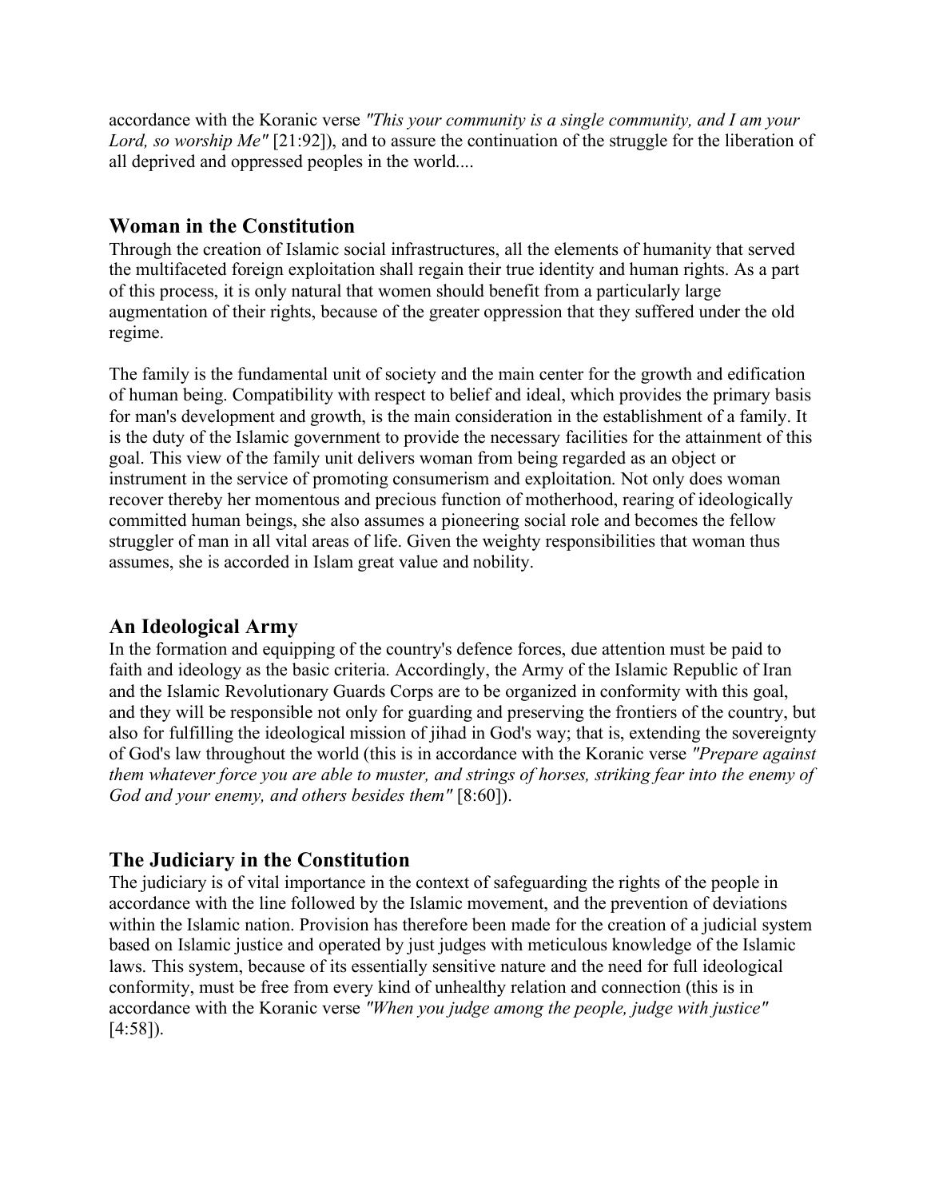accordance with the Koranic verse *"This your community is a single community, and I am your Lord, so worship Me"* [21:92]), and to assure the continuation of the struggle for the liberation of all deprived and oppressed peoples in the world....

## Woman in the Constitution

Through the creation of Islamic social infrastructures, all the elements of humanity that served the multifaceted foreign exploitation shall regain their true identity and human rights. As a part of this process, it is only natural that women should benefit from a particularly large augmentation of their rights, because of the greater oppression that they suffered under the old regime.

The family is the fundamental unit of society and the main center for the growth and edification of human being. Compatibility with respect to belief and ideal, which provides the primary basis for man's development and growth, is the main consideration in the establishment of a family. It is the duty of the Islamic government to provide the necessary facilities for the attainment of this goal. This view of the family unit delivers woman from being regarded as an object or instrument in the service of promoting consumerism and exploitation. Not only does woman recover thereby her momentous and precious function of motherhood, rearing of ideologically committed human beings, she also assumes a pioneering social role and becomes the fellow struggler of man in all vital areas of life. Given the weighty responsibilities that woman thus assumes, she is accorded in Islam great value and nobility.

## An Ideological Army

In the formation and equipping of the country's defence forces, due attention must be paid to faith and ideology as the basic criteria. Accordingly, the Army of the Islamic Republic of Iran and the Islamic Revolutionary Guards Corps are to be organized in conformity with this goal, and they will be responsible not only for guarding and preserving the frontiers of the country, but also for fulfilling the ideological mission of jihad in God's way; that is, extending the sovereignty of God's law throughout the world (this is in accordance with the Koranic verse *"Prepare against them whatever force you are able to muster, and strings of horses, striking fear into the enemy of God and your enemy, and others besides them"* [8:60]).

## The Judiciary in the Constitution

The judiciary is of vital importance in the context of safeguarding the rights of the people in accordance with the line followed by the Islamic movement, and the prevention of deviations within the Islamic nation. Provision has therefore been made for the creation of a judicial system based on Islamic justice and operated by just judges with meticulous knowledge of the Islamic laws. This system, because of its essentially sensitive nature and the need for full ideological conformity, must be free from every kind of unhealthy relation and connection (this is in accordance with the Koranic verse *"When you judge among the people, judge with justice"* [4:58]).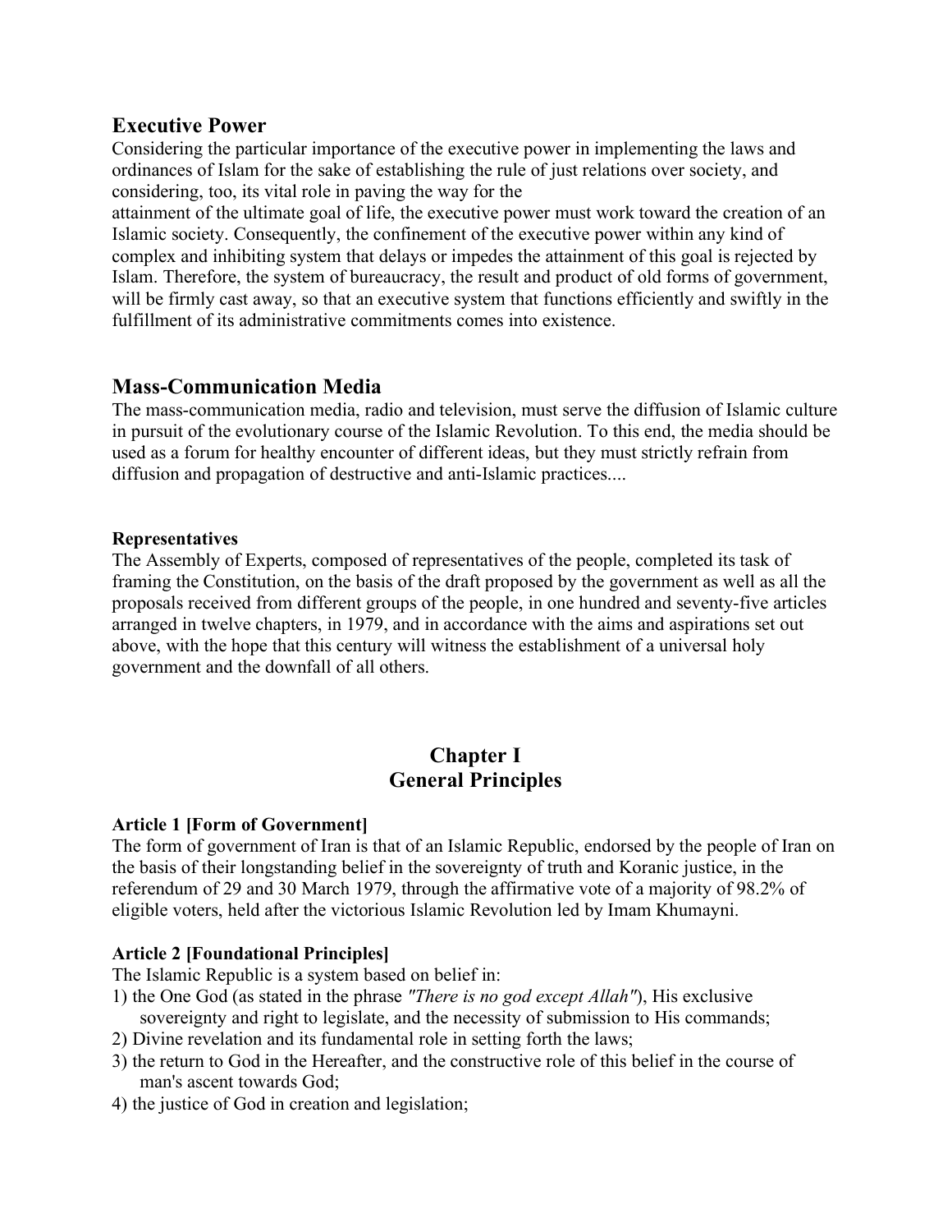## Executive Power

Considering the particular importance of the executive power in implementing the laws and ordinances of Islam for the sake of establishing the rule of just relations over society, and considering, too, its vital role in paving the way for the attainment of the ultimate goal of life, the executive power must work toward the creation of an Islamic society. Consequently, the confinement of the executive power within any kind of complex and inhibiting system that delays or impedes the attainment of this goal is rejected by Islam. Therefore, the system of bureaucracy, the result and product of old forms of government, will be firmly cast away, so that an executive system that functions efficiently and swiftly in the fulfillment of its administrative commitments comes into existence.

## Mass-Communication Media

The mass-communication media, radio and television, must serve the diffusion of Islamic culture in pursuit of the evolutionary course of the Islamic Revolution. To this end, the media should be used as a forum for healthy encounter of different ideas, but they must strictly refrain from diffusion and propagation of destructive and anti-Islamic practices....

#### Representatives

The Assembly of Experts, composed of representatives of the people, completed its task of framing the Constitution, on the basis of the draft proposed by the government as well as all the proposals received from different groups of the people, in one hundred and seventy-five articles arranged in twelve chapters, in 1979, and in accordance with the aims and aspirations set out above, with the hope that this century will witness the establishment of a universal holy government and the downfall of all others.

# Chapter I
# General Principles

#### Article 1 [Form of Government]

The form of government of Iran is that of an Islamic Republic, endorsed by the people of Iran on the basis of their longstanding belief in the sovereignty of truth and Koranic justice, in the referendum of 29 and 30 March 1979, through the affirmative vote of a majority of 98.2% of eligible voters, held after the victorious Islamic Revolution led by Imam Khumayni.

#### Article 2 [Foundational Principles]

The Islamic Republic is a system based on belief in:

1) the One God (as stated in the phrase *"There is no god except Allah"*), His exclusive sovereignty and right to legislate, and the necessity of submission to His commands;
2) Divine revelation and its fundamental role in setting forth the laws;
3) the return to God in the Hereafter, and the constructive role of this belief in the course of man's ascent towards God;
4) the justice of God in creation and legislation;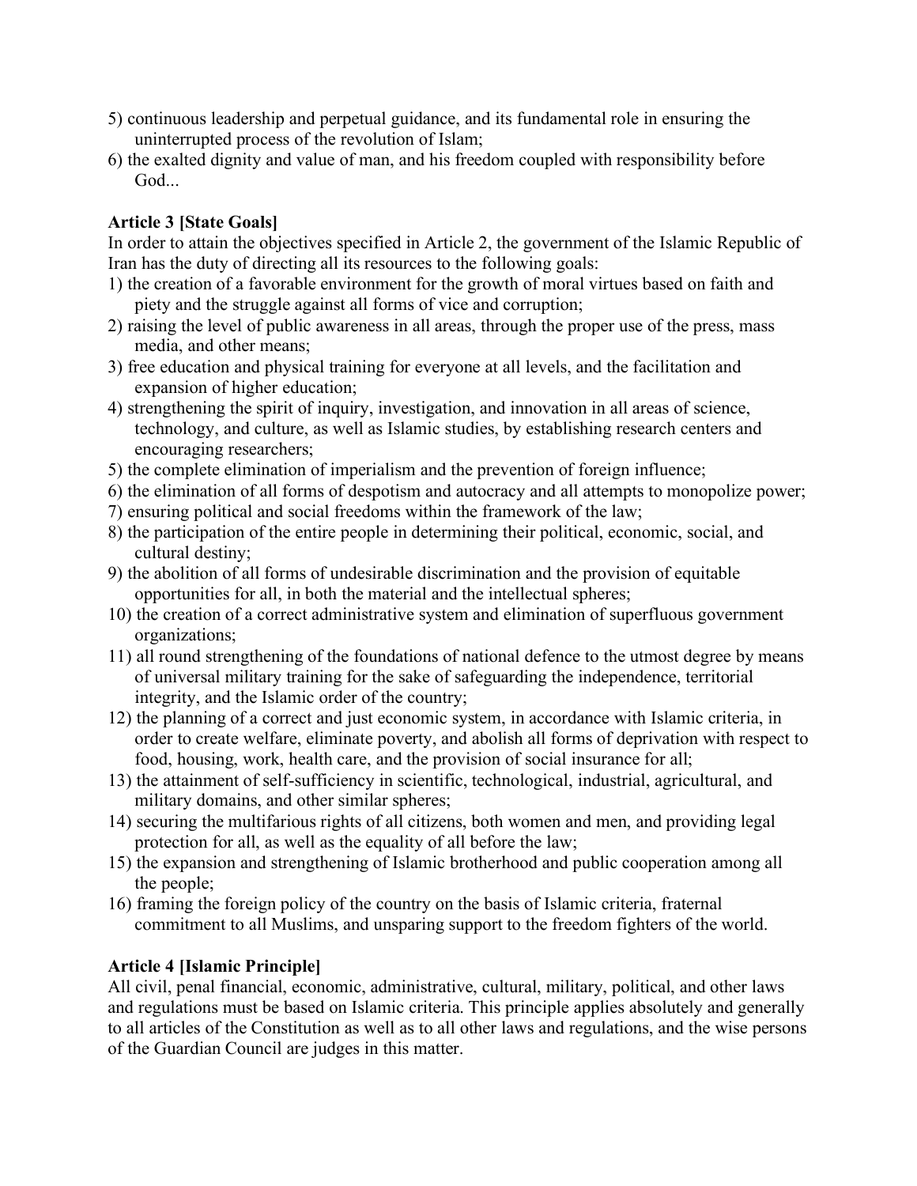5) continuous leadership and perpetual guidance, and its fundamental role in ensuring the uninterrupted process of the revolution of Islam;
6) the exalted dignity and value of man, and his freedom coupled with responsibility before God...

**Article 3 [State Goals]**
In order to attain the objectives specified in Article 2, the government of the Islamic Republic of Iran has the duty of directing all its resources to the following goals:
1) the creation of a favorable environment for the growth of moral virtues based on faith and piety and the struggle against all forms of vice and corruption;
2) raising the level of public awareness in all areas, through the proper use of the press, mass media, and other means;
3) free education and physical training for everyone at all levels, and the facilitation and expansion of higher education;
4) strengthening the spirit of inquiry, investigation, and innovation in all areas of science, technology, and culture, as well as Islamic studies, by establishing research centers and encouraging researchers;
5) the complete elimination of imperialism and the prevention of foreign influence;
6) the elimination of all forms of despotism and autocracy and all attempts to monopolize power;
7) ensuring political and social freedoms within the framework of the law;
8) the participation of the entire people in determining their political, economic, social, and cultural destiny;
9) the abolition of all forms of undesirable discrimination and the provision of equitable opportunities for all, in both the material and the intellectual spheres;
10) the creation of a correct administrative system and elimination of superfluous government organizations;
11) all round strengthening of the foundations of national defence to the utmost degree by means of universal military training for the sake of safeguarding the independence, territorial integrity, and the Islamic order of the country;
12) the planning of a correct and just economic system, in accordance with Islamic criteria, in order to create welfare, eliminate poverty, and abolish all forms of deprivation with respect to food, housing, work, health care, and the provision of social insurance for all;
13) the attainment of self-sufficiency in scientific, technological, industrial, agricultural, and military domains, and other similar spheres;
14) securing the multifarious rights of all citizens, both women and men, and providing legal protection for all, as well as the equality of all before the law;
15) the expansion and strengthening of Islamic brotherhood and public cooperation among all the people;
16) framing the foreign policy of the country on the basis of Islamic criteria, fraternal commitment to all Muslims, and unsparing support to the freedom fighters of the world.

**Article 4 [Islamic Principle]**
All civil, penal financial, economic, administrative, cultural, military, political, and other laws and regulations must be based on Islamic criteria. This principle applies absolutely and generally to all articles of the Constitution as well as to all other laws and regulations, and the wise persons of the Guardian Council are judges in this matter.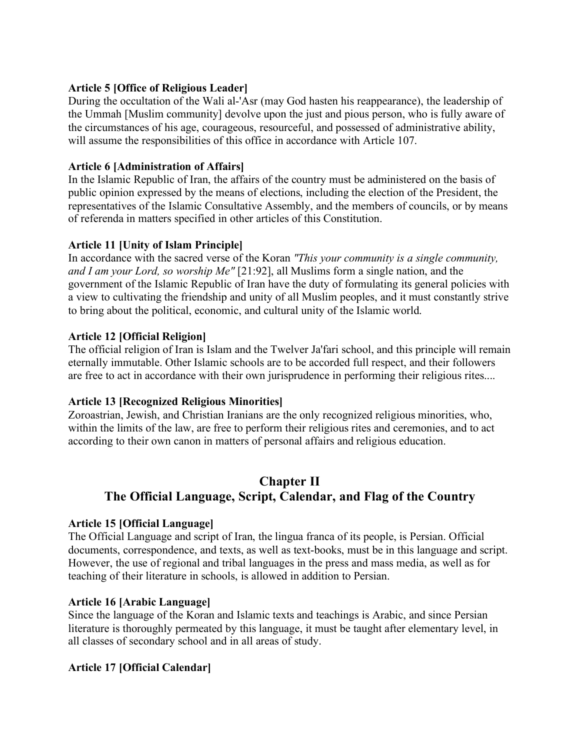**Article 5 [Office of Religious Leader]**
During the occultation of the Wali al-'Asr (may God hasten his reappearance), the leadership of the Ummah [Muslim community] devolve upon the just and pious person, who is fully aware of the circumstances of his age, courageous, resourceful, and possessed of administrative ability, will assume the responsibilities of this office in accordance with Article 107.

**Article 6 [Administration of Affairs]**
In the Islamic Republic of Iran, the affairs of the country must be administered on the basis of public opinion expressed by the means of elections, including the election of the President, the representatives of the Islamic Consultative Assembly, and the members of councils, or by means of referenda in matters specified in other articles of this Constitution.

**Article 11 [Unity of Islam Principle]**
In accordance with the sacred verse of the Koran *"This your community is a single community, and I am your Lord, so worship Me"* [21:92], all Muslims form a single nation, and the government of the Islamic Republic of Iran have the duty of formulating its general policies with a view to cultivating the friendship and unity of all Muslim peoples, and it must constantly strive to bring about the political, economic, and cultural unity of the Islamic world.

**Article 12 [Official Religion]**
The official religion of Iran is Islam and the Twelver Ja'fari school, and this principle will remain eternally immutable. Other Islamic schools are to be accorded full respect, and their followers are free to act in accordance with their own jurisprudence in performing their religious rites....

**Article 13 [Recognized Religious Minorities]**
Zoroastrian, Jewish, and Christian Iranians are the only recognized religious minorities, who, within the limits of the law, are free to perform their religious rites and ceremonies, and to act according to their own canon in matters of personal affairs and religious education.

## Chapter II
## The Official Language, Script, Calendar, and Flag of the Country

**Article 15 [Official Language]**
The Official Language and script of Iran, the lingua franca of its people, is Persian. Official documents, correspondence, and texts, as well as text-books, must be in this language and script. However, the use of regional and tribal languages in the press and mass media, as well as for teaching of their literature in schools, is allowed in addition to Persian.

**Article 16 [Arabic Language]**
Since the language of the Koran and Islamic texts and teachings is Arabic, and since Persian literature is thoroughly permeated by this language, it must be taught after elementary level, in all classes of secondary school and in all areas of study.

**Article 17 [Official Calendar]**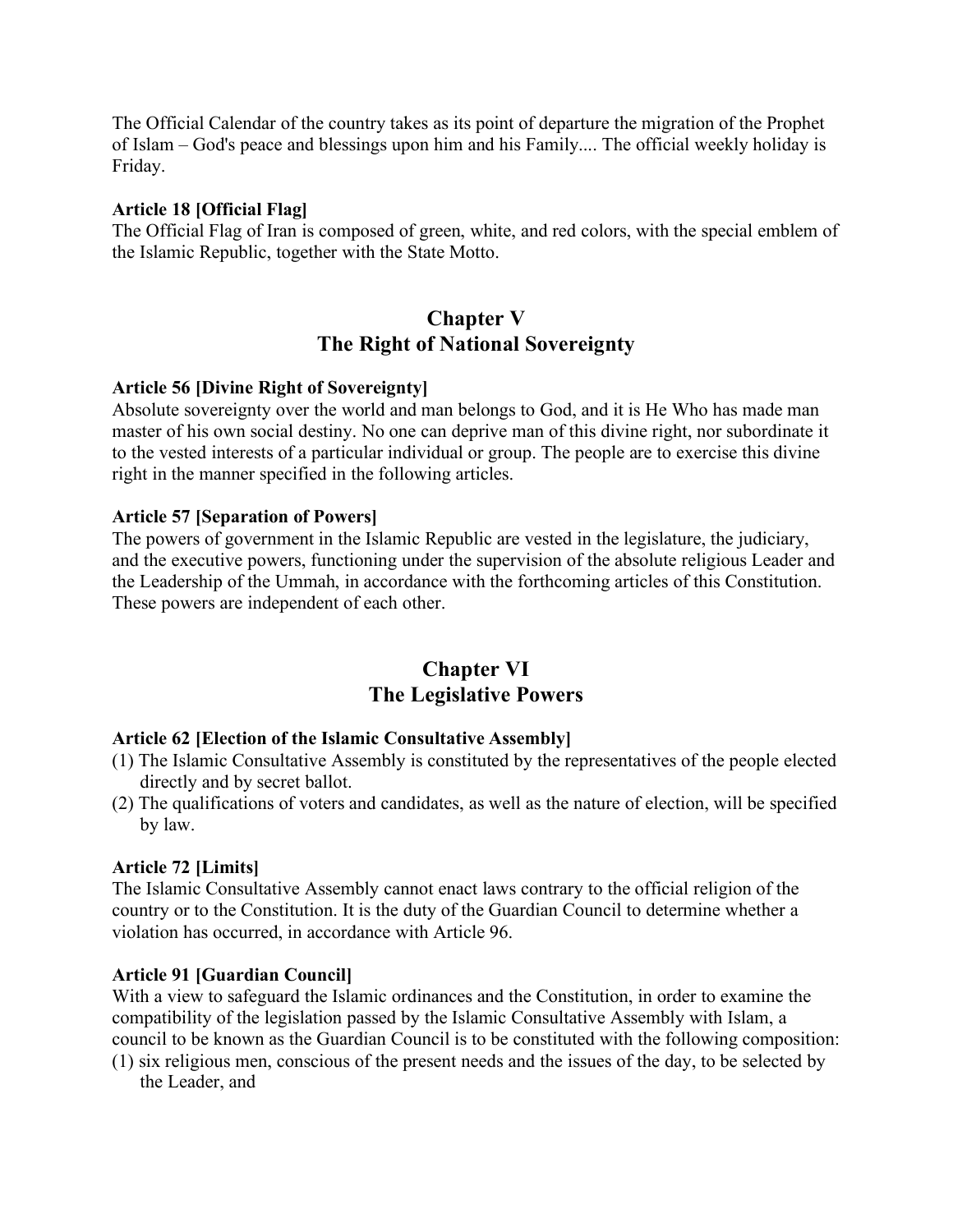The Official Calendar of the country takes as its point of departure the migration of the Prophet of Islam – God's peace and blessings upon him and his Family.... The official weekly holiday is Friday.

**Article 18 [Official Flag]**
The Official Flag of Iran is composed of green, white, and red colors, with the special emblem of the Islamic Republic, together with the State Motto.

## Chapter V
## The Right of National Sovereignty

**Article 56 [Divine Right of Sovereignty]**
Absolute sovereignty over the world and man belongs to God, and it is He Who has made man master of his own social destiny. No one can deprive man of this divine right, nor subordinate it to the vested interests of a particular individual or group. The people are to exercise this divine right in the manner specified in the following articles.

**Article 57 [Separation of Powers]**
The powers of government in the Islamic Republic are vested in the legislature, the judiciary, and the executive powers, functioning under the supervision of the absolute religious Leader and the Leadership of the Ummah, in accordance with the forthcoming articles of this Constitution. These powers are independent of each other.

## Chapter VI
## The Legislative Powers

**Article 62 [Election of the Islamic Consultative Assembly]**
(1) The Islamic Consultative Assembly is constituted by the representatives of the people elected directly and by secret ballot.
(2) The qualifications of voters and candidates, as well as the nature of election, will be specified by law.

**Article 72 [Limits]**
The Islamic Consultative Assembly cannot enact laws contrary to the official religion of the country or to the Constitution. It is the duty of the Guardian Council to determine whether a violation has occurred, in accordance with Article 96.

**Article 91 [Guardian Council]**
With a view to safeguard the Islamic ordinances and the Constitution, in order to examine the compatibility of the legislation passed by the Islamic Consultative Assembly with Islam, a council to be known as the Guardian Council is to be constituted with the following composition:
(1) six religious men, conscious of the present needs and the issues of the day, to be selected by the Leader, and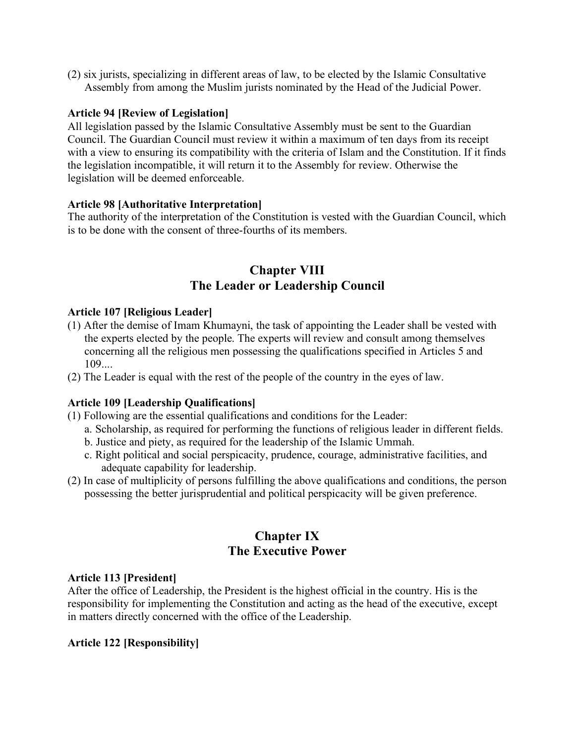(2) six jurists, specializing in different areas of law, to be elected by the Islamic Consultative Assembly from among the Muslim jurists nominated by the Head of the Judicial Power.

**Article 94 [Review of Legislation]**
All legislation passed by the Islamic Consultative Assembly must be sent to the Guardian Council. The Guardian Council must review it within a maximum of ten days from its receipt with a view to ensuring its compatibility with the criteria of Islam and the Constitution. If it finds the legislation incompatible, it will return it to the Assembly for review. Otherwise the legislation will be deemed enforceable.

**Article 98 [Authoritative Interpretation]**
The authority of the interpretation of the Constitution is vested with the Guardian Council, which is to be done with the consent of three-fourths of its members.

## Chapter VIII
## The Leader or Leadership Council

**Article 107 [Religious Leader]**
(1) After the demise of Imam Khumayni, the task of appointing the Leader shall be vested with the experts elected by the people. The experts will review and consult among themselves concerning all the religious men possessing the qualifications specified in Articles 5 and 109....
(2) The Leader is equal with the rest of the people of the country in the eyes of law.

**Article 109 [Leadership Qualifications]**
(1) Following are the essential qualifications and conditions for the Leader:
   a. Scholarship, as required for performing the functions of religious leader in different fields.
   b. Justice and piety, as required for the leadership of the Islamic Ummah.
   c. Right political and social perspicacity, prudence, courage, administrative facilities, and adequate capability for leadership.
(2) In case of multiplicity of persons fulfilling the above qualifications and conditions, the person possessing the better jurisprudential and political perspicacity will be given preference.

## Chapter IX
## The Executive Power

**Article 113 [President]**
After the office of Leadership, the President is the highest official in the country. His is the responsibility for implementing the Constitution and acting as the head of the executive, except in matters directly concerned with the office of the Leadership.

**Article 122 [Responsibility]**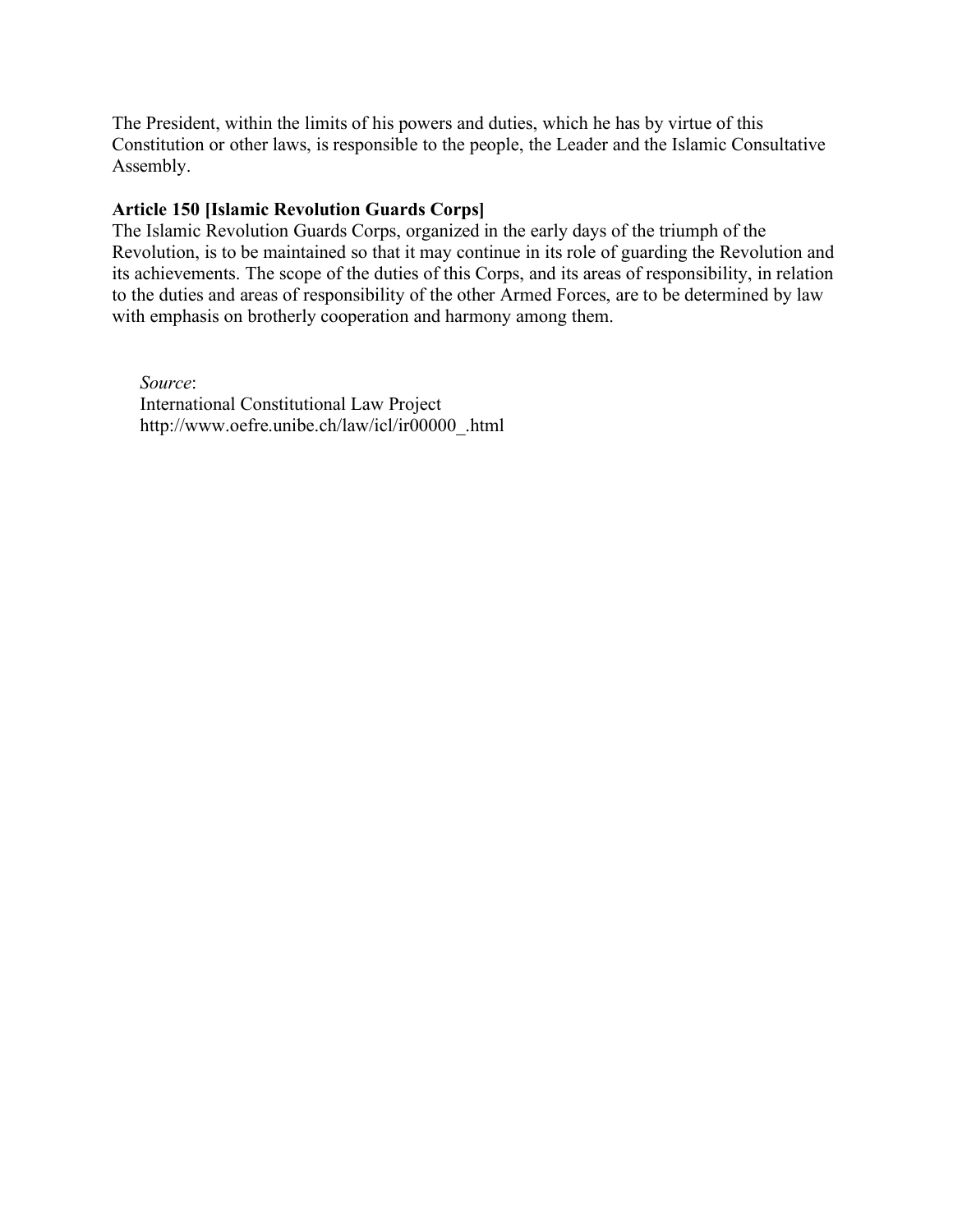The President, within the limits of his powers and duties, which he has by virtue of this Constitution or other laws, is responsible to the people, the Leader and the Islamic Consultative Assembly.

**Article 150 [Islamic Revolution Guards Corps]**
The Islamic Revolution Guards Corps, organized in the early days of the triumph of the Revolution, is to be maintained so that it may continue in its role of guarding the Revolution and its achievements. The scope of the duties of this Corps, and its areas of responsibility, in relation to the duties and areas of responsibility of the other Armed Forces, are to be determined by law with emphasis on brotherly cooperation and harmony among them.

*Source*:
International Constitutional Law Project
http://www.oefre.unibe.ch/law/icl/ir00000_.html